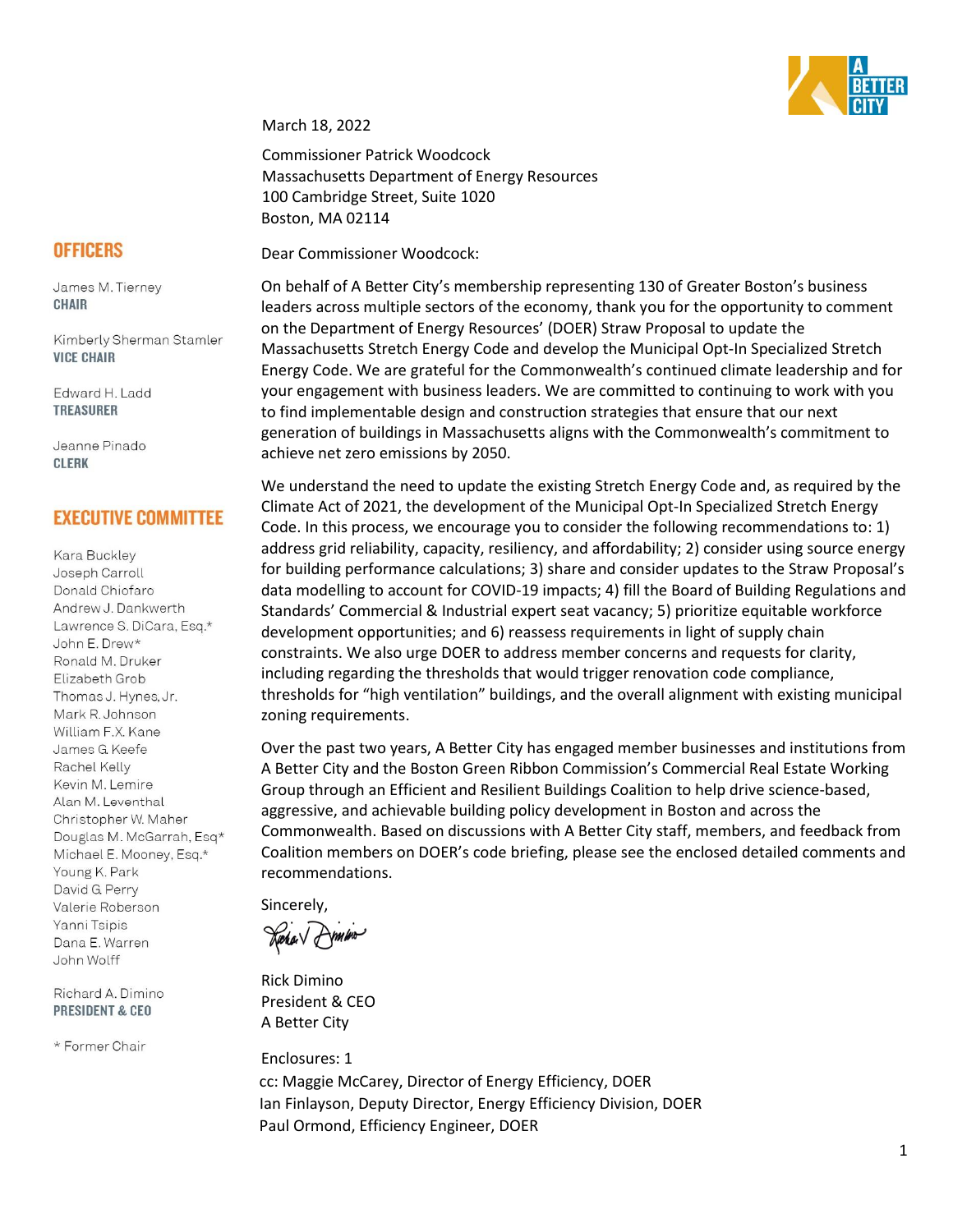A BETTER CITY

## OFFICERS

James M. Tierney
**CHAIR**

Kimberly Sherman Stamler
**VICE CHAIR**

Edward H. Ladd
**TREASURER**

Jeanne Pinado
**CLERK**

## EXECUTIVE COMMITTEE

Kara Buckley
Joseph Carroll
Donald Chiofaro
Andrew J. Dankwerth
Lawrence S. DiCara, Esq.*
John E. Drew*
Ronald M. Druker
Elizabeth Grob
Thomas J. Hynes, Jr.
Mark R. Johnson
William F.X. Kane
James G. Keefe
Rachel Kelly
Kevin M. Lemire
Alan M. Leventhal
Christopher W. Maher
Douglas M. McGarrah, Esq*
Michael E. Mooney, Esq.*
Young K. Park
David G. Perry
Valerie Roberson
Yanni Tsipis
Dana E. Warren
John Wolff

Richard A. Dimino
**PRESIDENT & CEO**

\* Former Chair

---

March 18, 2022

Commissioner Patrick Woodcock
Massachusetts Department of Energy Resources
100 Cambridge Street, Suite 1020
Boston, MA 02114

Dear Commissioner Woodcock:

On behalf of A Better City's membership representing 130 of Greater Boston's business leaders across multiple sectors of the economy, thank you for the opportunity to comment on the Department of Energy Resources' (DOER) Straw Proposal to update the Massachusetts Stretch Energy Code and develop the Municipal Opt-In Specialized Stretch Energy Code. We are grateful for the Commonwealth's continued climate leadership and for your engagement with business leaders. We are committed to continuing to work with you to find implementable design and construction strategies that ensure that our next generation of buildings in Massachusetts aligns with the Commonwealth's commitment to achieve net zero emissions by 2050.

We understand the need to update the existing Stretch Energy Code and, as required by the Climate Act of 2021, the development of the Municipal Opt-In Specialized Stretch Energy Code. In this process, we encourage you to consider the following recommendations to: 1) address grid reliability, capacity, resiliency, and affordability; 2) consider using source energy for building performance calculations; 3) share and consider updates to the Straw Proposal's data modelling to account for COVID-19 impacts; 4) fill the Board of Building Regulations and Standards' Commercial & Industrial expert seat vacancy; 5) prioritize equitable workforce development opportunities; and 6) reassess requirements in light of supply chain constraints. We also urge DOER to address member concerns and requests for clarity, including regarding the thresholds that would trigger renovation code compliance, thresholds for "high ventilation" buildings, and the overall alignment with existing municipal zoning requirements.

Over the past two years, A Better City has engaged member businesses and institutions from A Better City and the Boston Green Ribbon Commission's Commercial Real Estate Working Group through an Efficient and Resilient Buildings Coalition to help drive science-based, aggressive, and achievable building policy development in Boston and across the Commonwealth. Based on discussions with A Better City staff, members, and feedback from Coalition members on DOER's code briefing, please see the enclosed detailed comments and recommendations.

Sincerely,

Rick Dimino
President & CEO
A Better City

Enclosures: 1
cc: Maggie McCarey, Director of Energy Efficiency, DOER
Ian Finlayson, Deputy Director, Energy Efficiency Division, DOER
Paul Ormond, Efficiency Engineer, DOER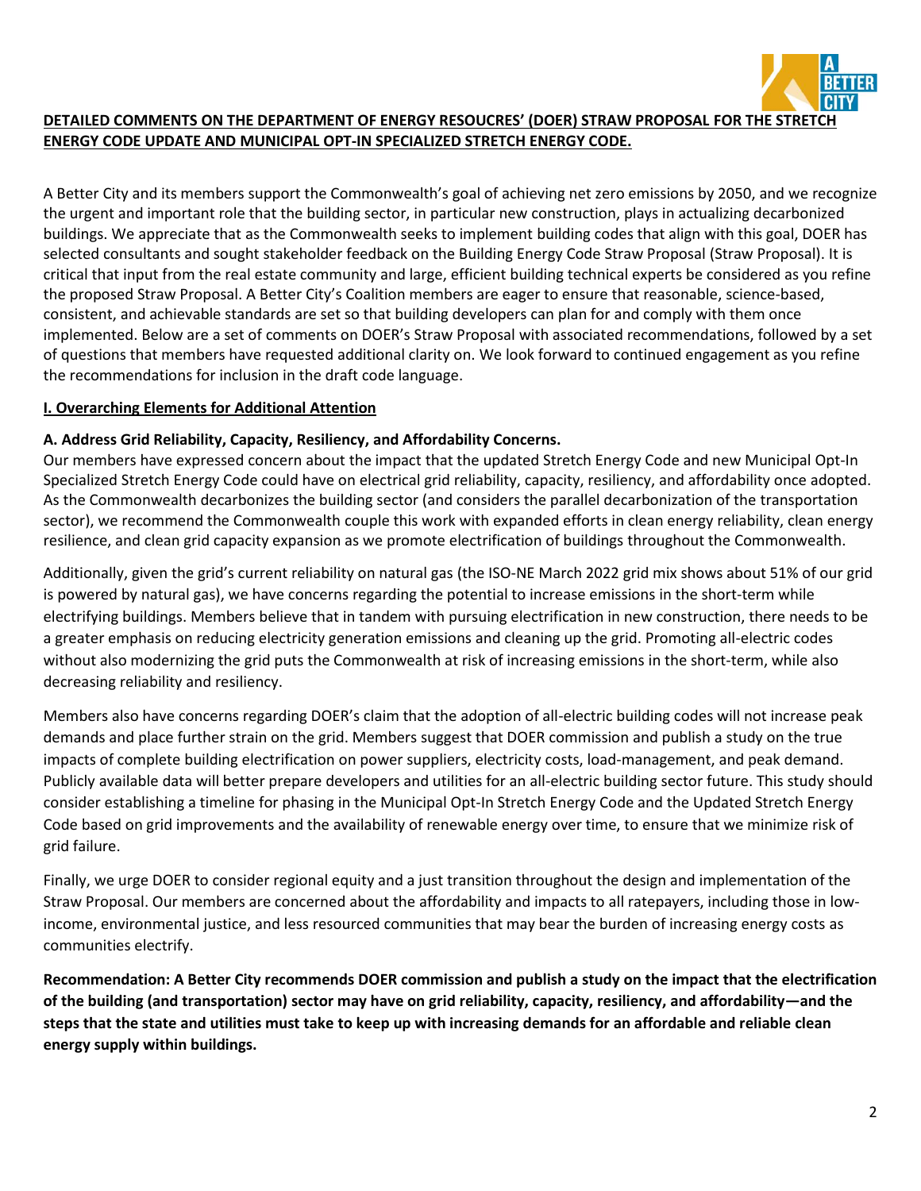**DETAILED COMMENTS ON THE DEPARTMENT OF ENERGY RESOUCRES' (DOER) STRAW PROPOSAL FOR THE STRETCH ENERGY CODE UPDATE AND MUNICIPAL OPT-IN SPECIALIZED STRETCH ENERGY CODE.**

A Better City and its members support the Commonwealth's goal of achieving net zero emissions by 2050, and we recognize the urgent and important role that the building sector, in particular new construction, plays in actualizing decarbonized buildings. We appreciate that as the Commonwealth seeks to implement building codes that align with this goal, DOER has selected consultants and sought stakeholder feedback on the Building Energy Code Straw Proposal (Straw Proposal). It is critical that input from the real estate community and large, efficient building technical experts be considered as you refine the proposed Straw Proposal. A Better City's Coalition members are eager to ensure that reasonable, science-based, consistent, and achievable standards are set so that building developers can plan for and comply with them once implemented. Below are a set of comments on DOER's Straw Proposal with associated recommendations, followed by a set of questions that members have requested additional clarity on. We look forward to continued engagement as you refine the recommendations for inclusion in the draft code language.

## I. Overarching Elements for Additional Attention

### A. Address Grid Reliability, Capacity, Resiliency, and Affordability Concerns.

Our members have expressed concern about the impact that the updated Stretch Energy Code and new Municipal Opt-In Specialized Stretch Energy Code could have on electrical grid reliability, capacity, resiliency, and affordability once adopted. As the Commonwealth decarbonizes the building sector (and considers the parallel decarbonization of the transportation sector), we recommend the Commonwealth couple this work with expanded efforts in clean energy reliability, clean energy resilience, and clean grid capacity expansion as we promote electrification of buildings throughout the Commonwealth.

Additionally, given the grid's current reliability on natural gas (the ISO-NE March 2022 grid mix shows about 51% of our grid is powered by natural gas), we have concerns regarding the potential to increase emissions in the short-term while electrifying buildings. Members believe that in tandem with pursuing electrification in new construction, there needs to be a greater emphasis on reducing electricity generation emissions and cleaning up the grid. Promoting all-electric codes without also modernizing the grid puts the Commonwealth at risk of increasing emissions in the short-term, while also decreasing reliability and resiliency.

Members also have concerns regarding DOER's claim that the adoption of all-electric building codes will not increase peak demands and place further strain on the grid. Members suggest that DOER commission and publish a study on the true impacts of complete building electrification on power suppliers, electricity costs, load-management, and peak demand. Publicly available data will better prepare developers and utilities for an all-electric building sector future. This study should consider establishing a timeline for phasing in the Municipal Opt-In Stretch Energy Code and the Updated Stretch Energy Code based on grid improvements and the availability of renewable energy over time, to ensure that we minimize risk of grid failure.

Finally, we urge DOER to consider regional equity and a just transition throughout the design and implementation of the Straw Proposal. Our members are concerned about the affordability and impacts to all ratepayers, including those in low-income, environmental justice, and less resourced communities that may bear the burden of increasing energy costs as communities electrify.

**Recommendation: A Better City recommends DOER commission and publish a study on the impact that the electrification of the building (and transportation) sector may have on grid reliability, capacity, resiliency, and affordability—and the steps that the state and utilities must take to keep up with increasing demands for an affordable and reliable clean energy supply within buildings.**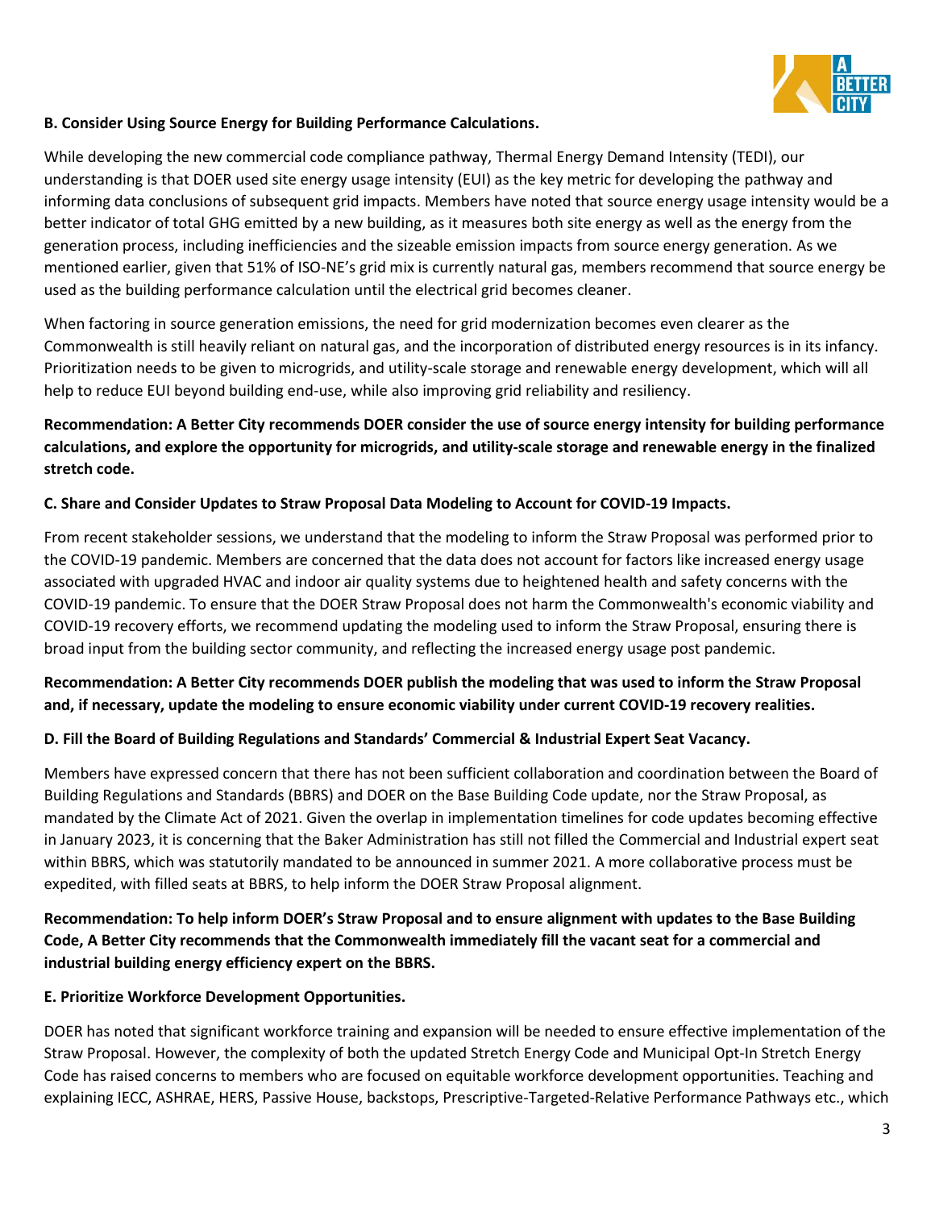### B. Consider Using Source Energy for Building Performance Calculations.

While developing the new commercial code compliance pathway, Thermal Energy Demand Intensity (TEDI), our understanding is that DOER used site energy usage intensity (EUI) as the key metric for developing the pathway and informing data conclusions of subsequent grid impacts. Members have noted that source energy usage intensity would be a better indicator of total GHG emitted by a new building, as it measures both site energy as well as the energy from the generation process, including inefficiencies and the sizeable emission impacts from source energy generation. As we mentioned earlier, given that 51% of ISO-NE's grid mix is currently natural gas, members recommend that source energy be used as the building performance calculation until the electrical grid becomes cleaner.

When factoring in source generation emissions, the need for grid modernization becomes even clearer as the Commonwealth is still heavily reliant on natural gas, and the incorporation of distributed energy resources is in its infancy. Prioritization needs to be given to microgrids, and utility-scale storage and renewable energy development, which will all help to reduce EUI beyond building end-use, while also improving grid reliability and resiliency.

**Recommendation: A Better City recommends DOER consider the use of source energy intensity for building performance calculations, and explore the opportunity for microgrids, and utility-scale storage and renewable energy in the finalized stretch code.**

### C. Share and Consider Updates to Straw Proposal Data Modeling to Account for COVID-19 Impacts.

From recent stakeholder sessions, we understand that the modeling to inform the Straw Proposal was performed prior to the COVID-19 pandemic. Members are concerned that the data does not account for factors like increased energy usage associated with upgraded HVAC and indoor air quality systems due to heightened health and safety concerns with the COVID-19 pandemic. To ensure that the DOER Straw Proposal does not harm the Commonwealth's economic viability and COVID-19 recovery efforts, we recommend updating the modeling used to inform the Straw Proposal, ensuring there is broad input from the building sector community, and reflecting the increased energy usage post pandemic.

**Recommendation: A Better City recommends DOER publish the modeling that was used to inform the Straw Proposal and, if necessary, update the modeling to ensure economic viability under current COVID-19 recovery realities.**

### D. Fill the Board of Building Regulations and Standards' Commercial & Industrial Expert Seat Vacancy.

Members have expressed concern that there has not been sufficient collaboration and coordination between the Board of Building Regulations and Standards (BBRS) and DOER on the Base Building Code update, nor the Straw Proposal, as mandated by the Climate Act of 2021. Given the overlap in implementation timelines for code updates becoming effective in January 2023, it is concerning that the Baker Administration has still not filled the Commercial and Industrial expert seat within BBRS, which was statutorily mandated to be announced in summer 2021. A more collaborative process must be expedited, with filled seats at BBRS, to help inform the DOER Straw Proposal alignment.

**Recommendation: To help inform DOER's Straw Proposal and to ensure alignment with updates to the Base Building Code, A Better City recommends that the Commonwealth immediately fill the vacant seat for a commercial and industrial building energy efficiency expert on the BBRS.**

### E. Prioritize Workforce Development Opportunities.

DOER has noted that significant workforce training and expansion will be needed to ensure effective implementation of the Straw Proposal. However, the complexity of both the updated Stretch Energy Code and Municipal Opt-In Stretch Energy Code has raised concerns to members who are focused on equitable workforce development opportunities. Teaching and explaining IECC, ASHRAE, HERS, Passive House, backstops, Prescriptive-Targeted-Relative Performance Pathways etc., which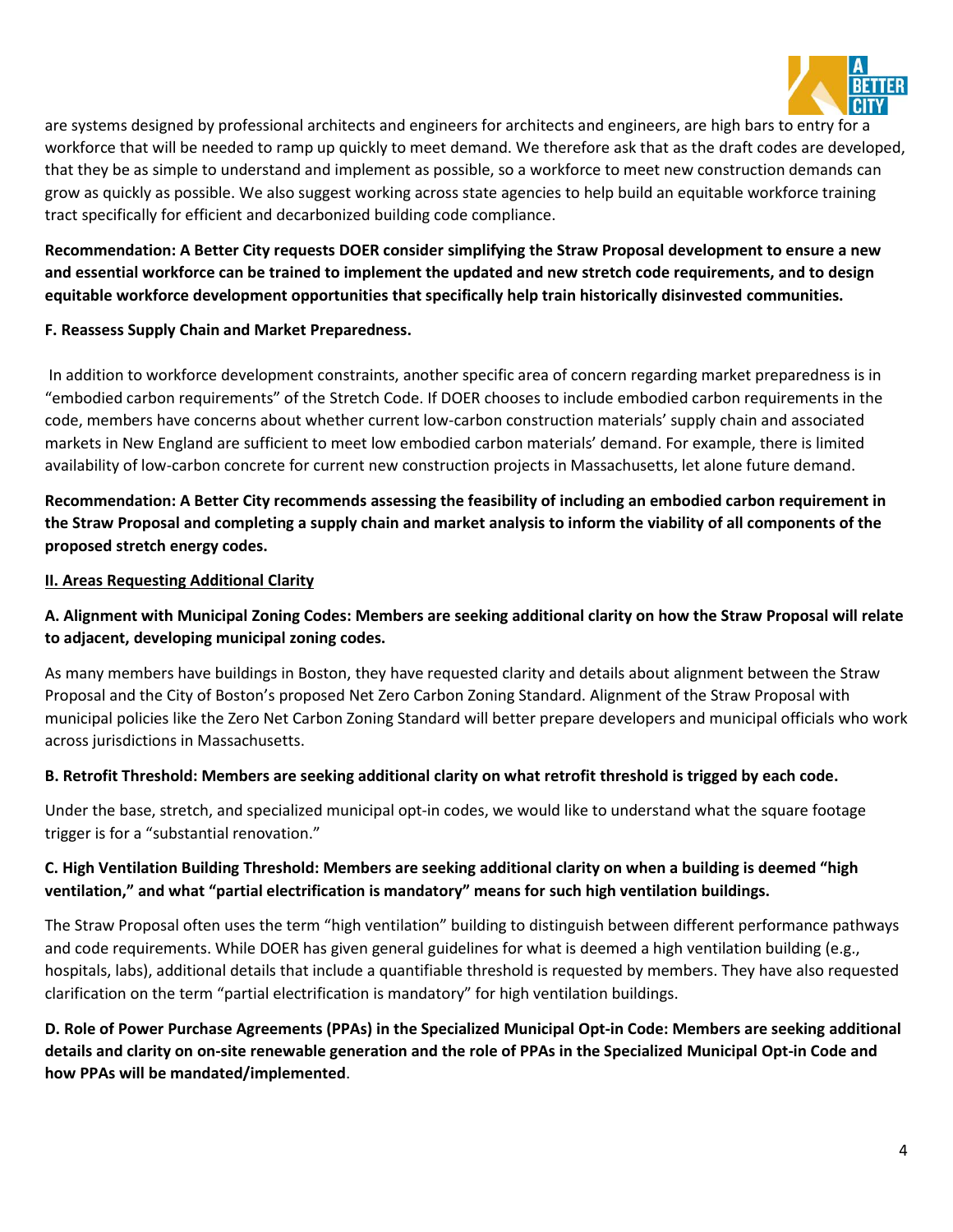are systems designed by professional architects and engineers for architects and engineers, are high bars to entry for a workforce that will be needed to ramp up quickly to meet demand. We therefore ask that as the draft codes are developed, that they be as simple to understand and implement as possible, so a workforce to meet new construction demands can grow as quickly as possible. We also suggest working across state agencies to help build an equitable workforce training tract specifically for efficient and decarbonized building code compliance.

**Recommendation: A Better City requests DOER consider simplifying the Straw Proposal development to ensure a new and essential workforce can be trained to implement the updated and new stretch code requirements, and to design equitable workforce development opportunities that specifically help train historically disinvested communities.**

**F. Reassess Supply Chain and Market Preparedness.**

In addition to workforce development constraints, another specific area of concern regarding market preparedness is in "embodied carbon requirements" of the Stretch Code. If DOER chooses to include embodied carbon requirements in the code, members have concerns about whether current low-carbon construction materials' supply chain and associated markets in New England are sufficient to meet low embodied carbon materials' demand. For example, there is limited availability of low-carbon concrete for current new construction projects in Massachusetts, let alone future demand.

**Recommendation: A Better City recommends assessing the feasibility of including an embodied carbon requirement in the Straw Proposal and completing a supply chain and market analysis to inform the viability of all components of the proposed stretch energy codes.**

## II. Areas Requesting Additional Clarity

**A. Alignment with Municipal Zoning Codes: Members are seeking additional clarity on how the Straw Proposal will relate to adjacent, developing municipal zoning codes.**

As many members have buildings in Boston, they have requested clarity and details about alignment between the Straw Proposal and the City of Boston's proposed Net Zero Carbon Zoning Standard. Alignment of the Straw Proposal with municipal policies like the Zero Net Carbon Zoning Standard will better prepare developers and municipal officials who work across jurisdictions in Massachusetts.

**B. Retrofit Threshold: Members are seeking additional clarity on what retrofit threshold is trigged by each code.**

Under the base, stretch, and specialized municipal opt-in codes, we would like to understand what the square footage trigger is for a "substantial renovation."

**C. High Ventilation Building Threshold: Members are seeking additional clarity on when a building is deemed "high ventilation," and what "partial electrification is mandatory" means for such high ventilation buildings.**

The Straw Proposal often uses the term "high ventilation" building to distinguish between different performance pathways and code requirements. While DOER has given general guidelines for what is deemed a high ventilation building (e.g., hospitals, labs), additional details that include a quantifiable threshold is requested by members. They have also requested clarification on the term "partial electrification is mandatory" for high ventilation buildings.

**D. Role of Power Purchase Agreements (PPAs) in the Specialized Municipal Opt-in Code: Members are seeking additional details and clarity on on-site renewable generation and the role of PPAs in the Specialized Municipal Opt-in Code and how PPAs will be mandated/implemented**.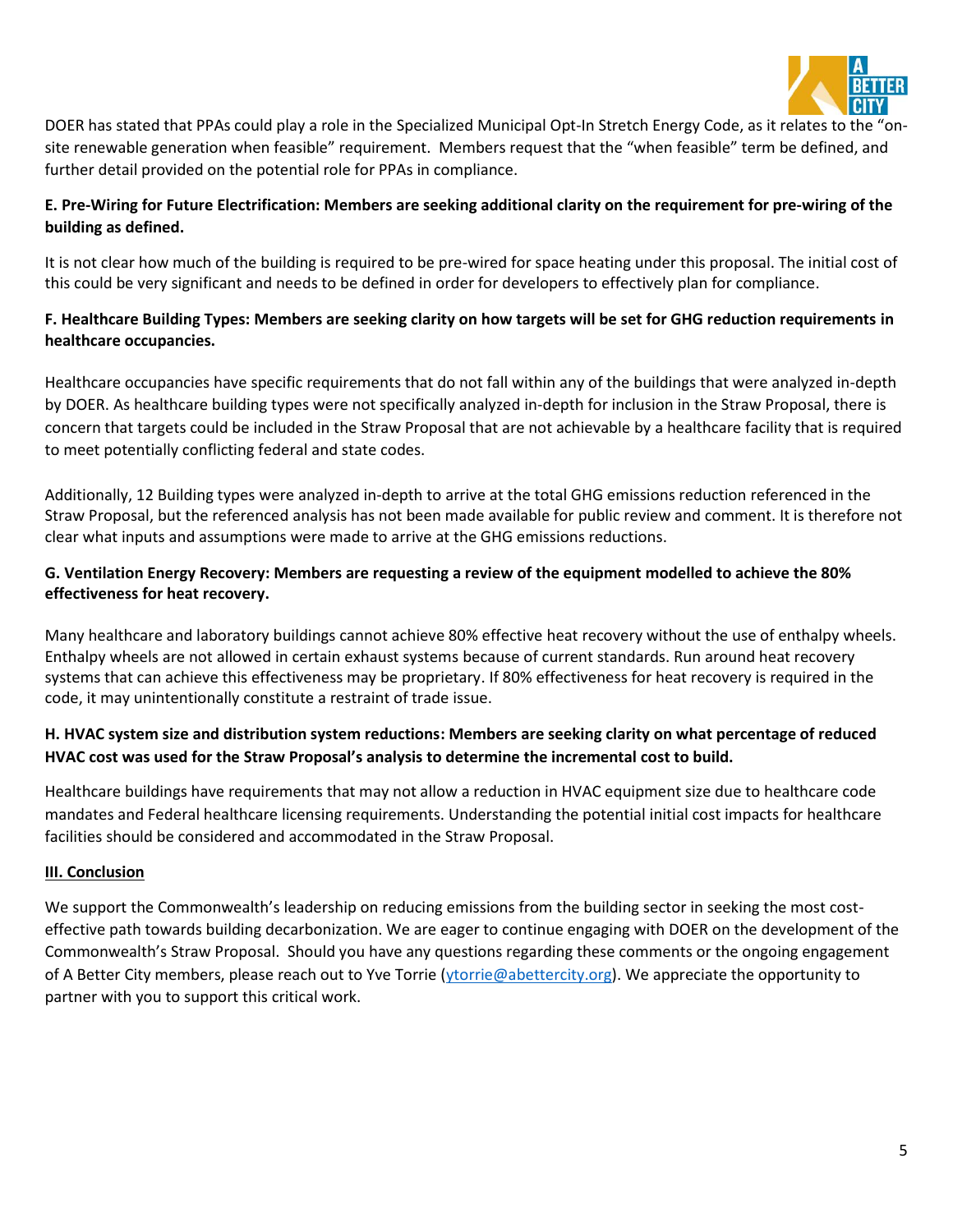DOER has stated that PPAs could play a role in the Specialized Municipal Opt-In Stretch Energy Code, as it relates to the "on-site renewable generation when feasible" requirement. Members request that the "when feasible" term be defined, and further detail provided on the potential role for PPAs in compliance.

**E. Pre-Wiring for Future Electrification: Members are seeking additional clarity on the requirement for pre-wiring of the building as defined.**

It is not clear how much of the building is required to be pre-wired for space heating under this proposal. The initial cost of this could be very significant and needs to be defined in order for developers to effectively plan for compliance.

**F. Healthcare Building Types: Members are seeking clarity on how targets will be set for GHG reduction requirements in healthcare occupancies.**

Healthcare occupancies have specific requirements that do not fall within any of the buildings that were analyzed in-depth by DOER. As healthcare building types were not specifically analyzed in-depth for inclusion in the Straw Proposal, there is concern that targets could be included in the Straw Proposal that are not achievable by a healthcare facility that is required to meet potentially conflicting federal and state codes.

Additionally, 12 Building types were analyzed in-depth to arrive at the total GHG emissions reduction referenced in the Straw Proposal, but the referenced analysis has not been made available for public review and comment. It is therefore not clear what inputs and assumptions were made to arrive at the GHG emissions reductions.

**G. Ventilation Energy Recovery: Members are requesting a review of the equipment modelled to achieve the 80% effectiveness for heat recovery.**

Many healthcare and laboratory buildings cannot achieve 80% effective heat recovery without the use of enthalpy wheels. Enthalpy wheels are not allowed in certain exhaust systems because of current standards. Run around heat recovery systems that can achieve this effectiveness may be proprietary. If 80% effectiveness for heat recovery is required in the code, it may unintentionally constitute a restraint of trade issue.

**H. HVAC system size and distribution system reductions: Members are seeking clarity on what percentage of reduced HVAC cost was used for the Straw Proposal's analysis to determine the incremental cost to build.**

Healthcare buildings have requirements that may not allow a reduction in HVAC equipment size due to healthcare code mandates and Federal healthcare licensing requirements. Understanding the potential initial cost impacts for healthcare facilities should be considered and accommodated in the Straw Proposal.

## III. Conclusion

We support the Commonwealth's leadership on reducing emissions from the building sector in seeking the most cost-effective path towards building decarbonization. We are eager to continue engaging with DOER on the development of the Commonwealth's Straw Proposal. Should you have any questions regarding these comments or the ongoing engagement of A Better City members, please reach out to Yve Torrie (ytorrie@abettercity.org). We appreciate the opportunity to partner with you to support this critical work.